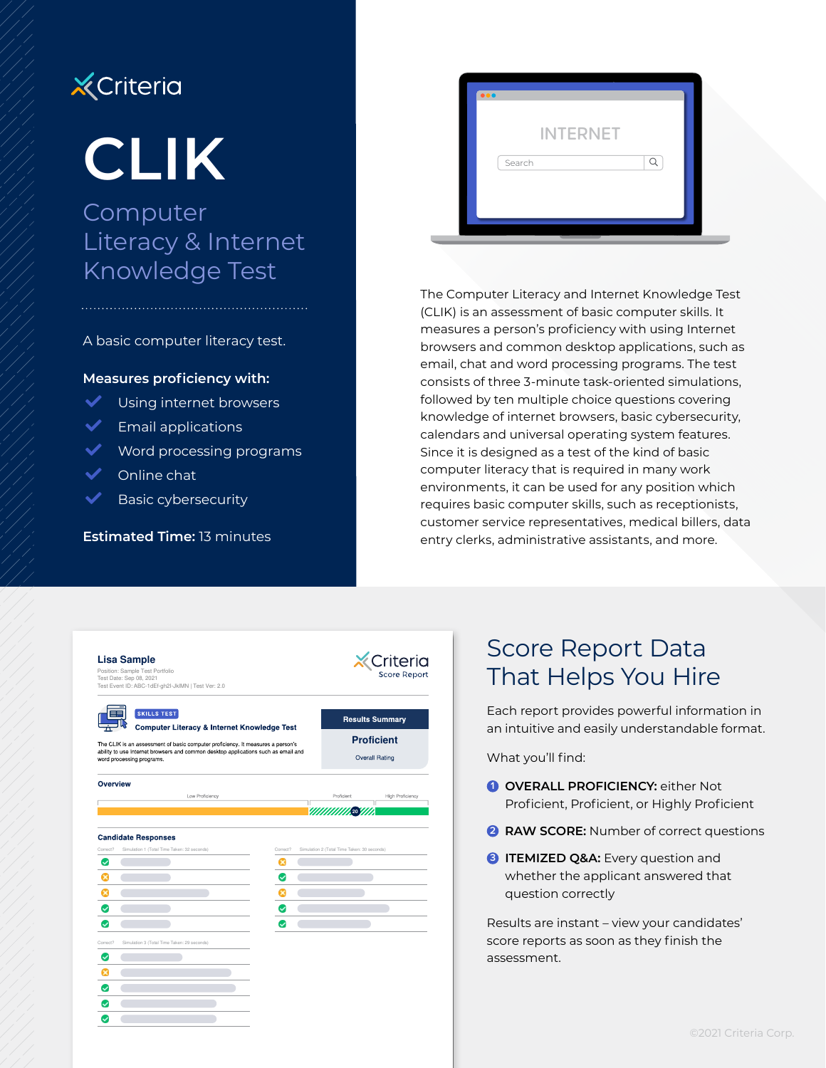Criteria

# CLIK

## Computer Literacy & Internet Knowledge Test

A basic computer literacy test.

**Measures proficiency with:**

- Using internet browsers
- Email applications
- Word processing programs
- Online chat
- Basic cybersecurity

**Estimated Time:** 13 minutes

The Computer Literacy and Internet Knowledge Test (CLIK) is an assessment of basic computer skills. It measures a person's proficiency with using Internet browsers and common desktop applications, such as email, chat and word processing programs. The test consists of three 3-minute task-oriented simulations, followed by ten multiple choice questions covering knowledge of internet browsers, basic cybersecurity, calendars and universal operating system features. Since it is designed as a test of the kind of basic computer literacy that is required in many work environments, it can be used for any position which requires basic computer skills, such as receptionists, customer service representatives, medical billers, data entry clerks, administrative assistants, and more.

## Score Report Data That Helps You Hire

Each report provides powerful information in an intuitive and easily understandable format.

What you'll find:

1. **OVERALL PROFICIENCY:** either Not Proficient, Proficient, or Highly Proficient
2. **RAW SCORE:** Number of correct questions
3. **ITEMIZED Q&A:** Every question and whether the applicant answered that question correctly

Results are instant – view your candidates' score reports as soon as they finish the assessment.

©2021 Criteria Corp.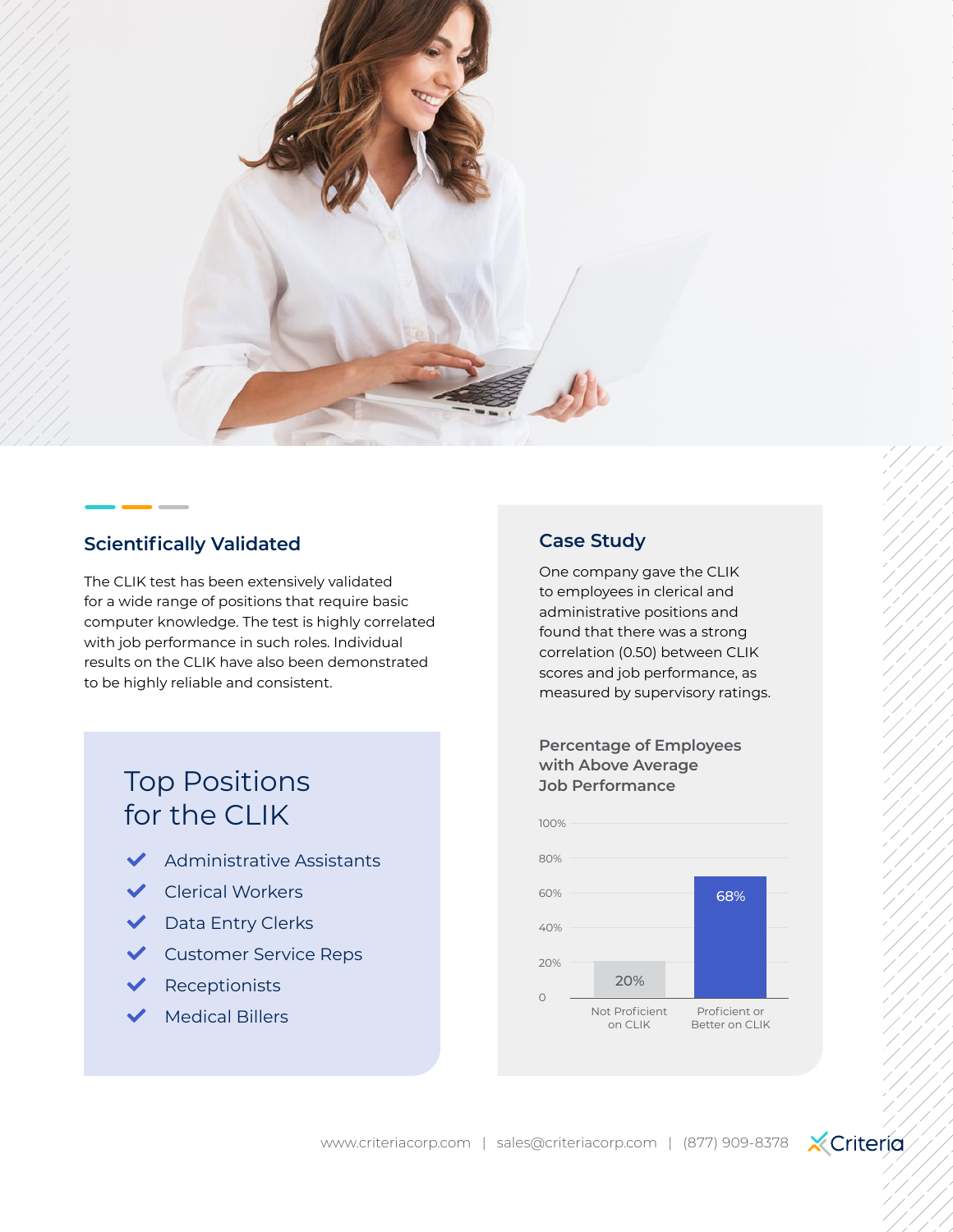## Scientifically Validated

The CLIK test has been extensively validated for a wide range of positions that require basic computer knowledge. The test is highly correlated with job performance in such roles. Individual results on the CLIK have also been demonstrated to be highly reliable and consistent.

## Top Positions for the CLIK

- Administrative Assistants
- Clerical Workers
- Data Entry Clerks
- Customer Service Reps
- Receptionists
- Medical Billers

## Case Study

One company gave the CLIK to employees in clerical and administrative positions and found that there was a strong correlation (0.50) between CLIK scores and job performance, as measured by supervisory ratings.

### Percentage of Employees with Above Average Job Performance

100%
80%
60%
40%
20%
0

20%
Not Proficient on CLIK

68%
Proficient or Better on CLIK

www.criteriacorp.com | sales@criteriacorp.com | (877) 909-8378 Criteria